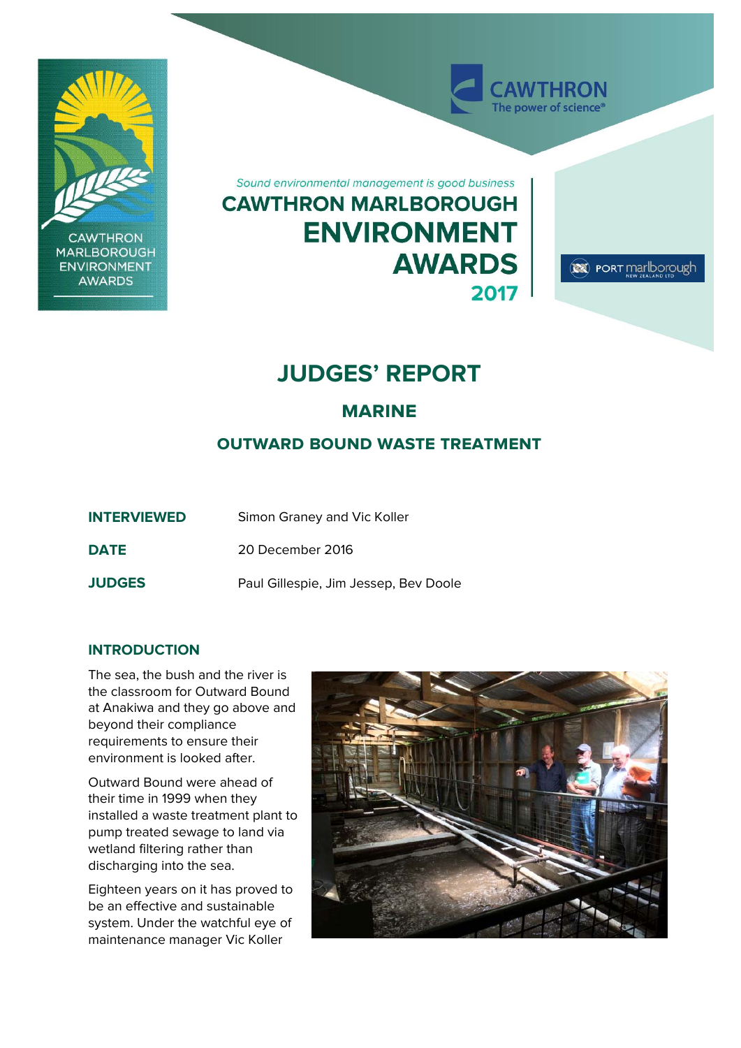*Sound environmental management is good business*

# CAWTHRON MARLBOROUGH ENVIRONMENT AWARDS 2017

# JUDGES' REPORT

## MARINE

## OUTWARD BOUND WASTE TREATMENT

| | |
|---|---|
| **INTERVIEWED** | Simon Graney and Vic Koller |
| **DATE** | 20 December 2016 |
| **JUDGES** | Paul Gillespie, Jim Jessep, Bev Doole |

### INTRODUCTION

The sea, the bush and the river is the classroom for Outward Bound at Anakiwa and they go above and beyond their compliance requirements to ensure their environment is looked after.

Outward Bound were ahead of their time in 1999 when they installed a waste treatment plant to pump treated sewage to land via wetland filtering rather than discharging into the sea.

Eighteen years on it has proved to be an effective and sustainable system. Under the watchful eye of maintenance manager Vic Koller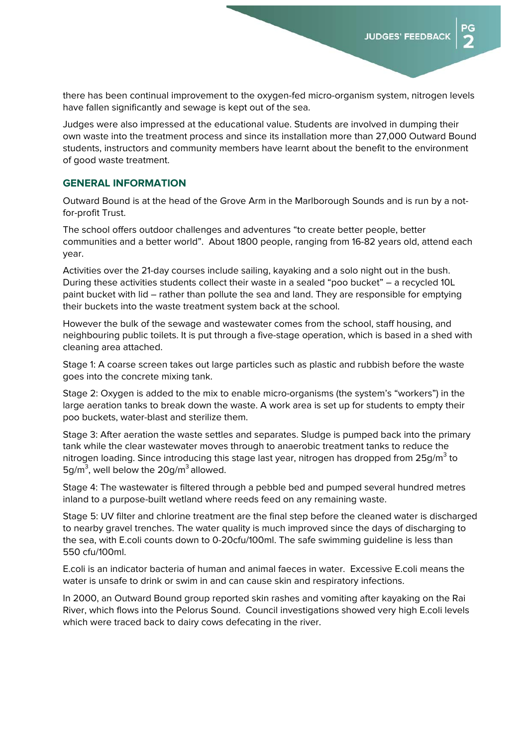there has been continual improvement to the oxygen-fed micro-organism system, nitrogen levels have fallen significantly and sewage is kept out of the sea.

Judges were also impressed at the educational value. Students are involved in dumping their own waste into the treatment process and since its installation more than 27,000 Outward Bound students, instructors and community members have learnt about the benefit to the environment of good waste treatment.

## GENERAL INFORMATION

Outward Bound is at the head of the Grove Arm in the Marlborough Sounds and is run by a not-for-profit Trust.

The school offers outdoor challenges and adventures "to create better people, better communities and a better world". About 1800 people, ranging from 16-82 years old, attend each year.

Activities over the 21-day courses include sailing, kayaking and a solo night out in the bush. During these activities students collect their waste in a sealed "poo bucket" – a recycled 10L paint bucket with lid – rather than pollute the sea and land. They are responsible for emptying their buckets into the waste treatment system back at the school.

However the bulk of the sewage and wastewater comes from the school, staff housing, and neighbouring public toilets. It is put through a five-stage operation, which is based in a shed with cleaning area attached.

Stage 1: A coarse screen takes out large particles such as plastic and rubbish before the waste goes into the concrete mixing tank.

Stage 2: Oxygen is added to the mix to enable micro-organisms (the system's "workers") in the large aeration tanks to break down the waste. A work area is set up for students to empty their poo buckets, water-blast and sterilize them.

Stage 3: After aeration the waste settles and separates. Sludge is pumped back into the primary tank while the clear wastewater moves through to anaerobic treatment tanks to reduce the nitrogen loading. Since introducing this stage last year, nitrogen has dropped from 25g/m$^3$ to 5g/m$^3$, well below the 20g/m$^3$ allowed.

Stage 4: The wastewater is filtered through a pebble bed and pumped several hundred metres inland to a purpose-built wetland where reeds feed on any remaining waste.

Stage 5: UV filter and chlorine treatment are the final step before the cleaned water is discharged to nearby gravel trenches. The water quality is much improved since the days of discharging to the sea, with E.coli counts down to 0-20cfu/100ml. The safe swimming guideline is less than 550 cfu/100ml.

E.coli is an indicator bacteria of human and animal faeces in water. Excessive E.coli means the water is unsafe to drink or swim in and can cause skin and respiratory infections.

In 2000, an Outward Bound group reported skin rashes and vomiting after kayaking on the Rai River, which flows into the Pelorus Sound. Council investigations showed very high E.coli levels which were traced back to dairy cows defecating in the river.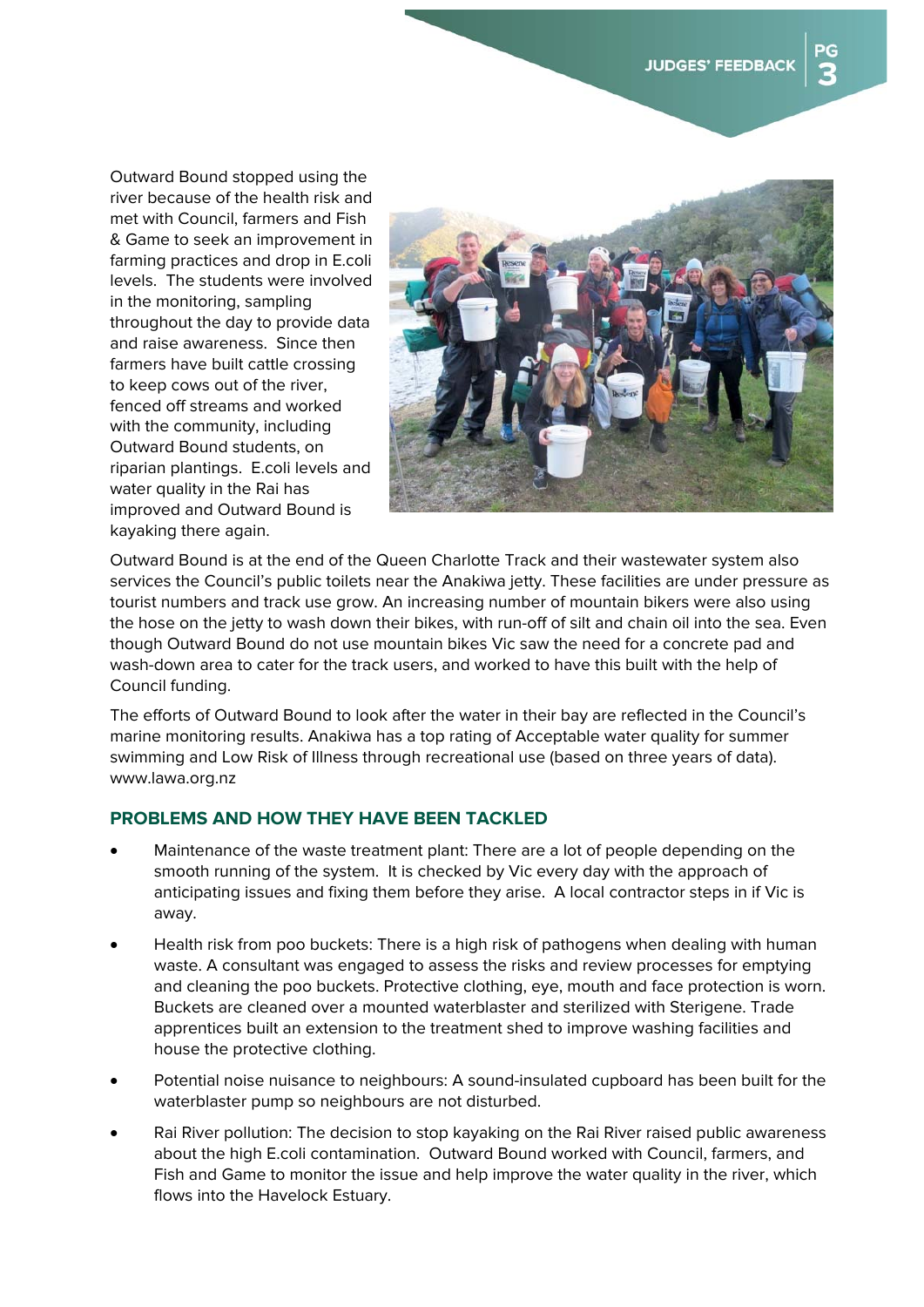Outward Bound stopped using the river because of the health risk and met with Council, farmers and Fish & Game to seek an improvement in farming practices and drop in E.coli levels. The students were involved in the monitoring, sampling throughout the day to provide data and raise awareness. Since then farmers have built cattle crossing to keep cows out of the river, fenced off streams and worked with the community, including Outward Bound students, on riparian plantings. E.coli levels and water quality in the Rai has improved and Outward Bound is kayaking there again.

Outward Bound is at the end of the Queen Charlotte Track and their wastewater system also services the Council's public toilets near the Anakiwa jetty. These facilities are under pressure as tourist numbers and track use grow. An increasing number of mountain bikers were also using the hose on the jetty to wash down their bikes, with run-off of silt and chain oil into the sea. Even though Outward Bound do not use mountain bikes Vic saw the need for a concrete pad and wash-down area to cater for the track users, and worked to have this built with the help of Council funding.

The efforts of Outward Bound to look after the water in their bay are reflected in the Council's marine monitoring results. Anakiwa has a top rating of Acceptable water quality for summer swimming and Low Risk of Illness through recreational use (based on three years of data). www.lawa.org.nz

## PROBLEMS AND HOW THEY HAVE BEEN TACKLED

- Maintenance of the waste treatment plant: There are a lot of people depending on the smooth running of the system. It is checked by Vic every day with the approach of anticipating issues and fixing them before they arise. A local contractor steps in if Vic is away.
- Health risk from poo buckets: There is a high risk of pathogens when dealing with human waste. A consultant was engaged to assess the risks and review processes for emptying and cleaning the poo buckets. Protective clothing, eye, mouth and face protection is worn. Buckets are cleaned over a mounted waterblaster and sterilized with Sterigene. Trade apprentices built an extension to the treatment shed to improve washing facilities and house the protective clothing.
- Potential noise nuisance to neighbours: A sound-insulated cupboard has been built for the waterblaster pump so neighbours are not disturbed.
- Rai River pollution: The decision to stop kayaking on the Rai River raised public awareness about the high E.coli contamination. Outward Bound worked with Council, farmers, and Fish and Game to monitor the issue and help improve the water quality in the river, which flows into the Havelock Estuary.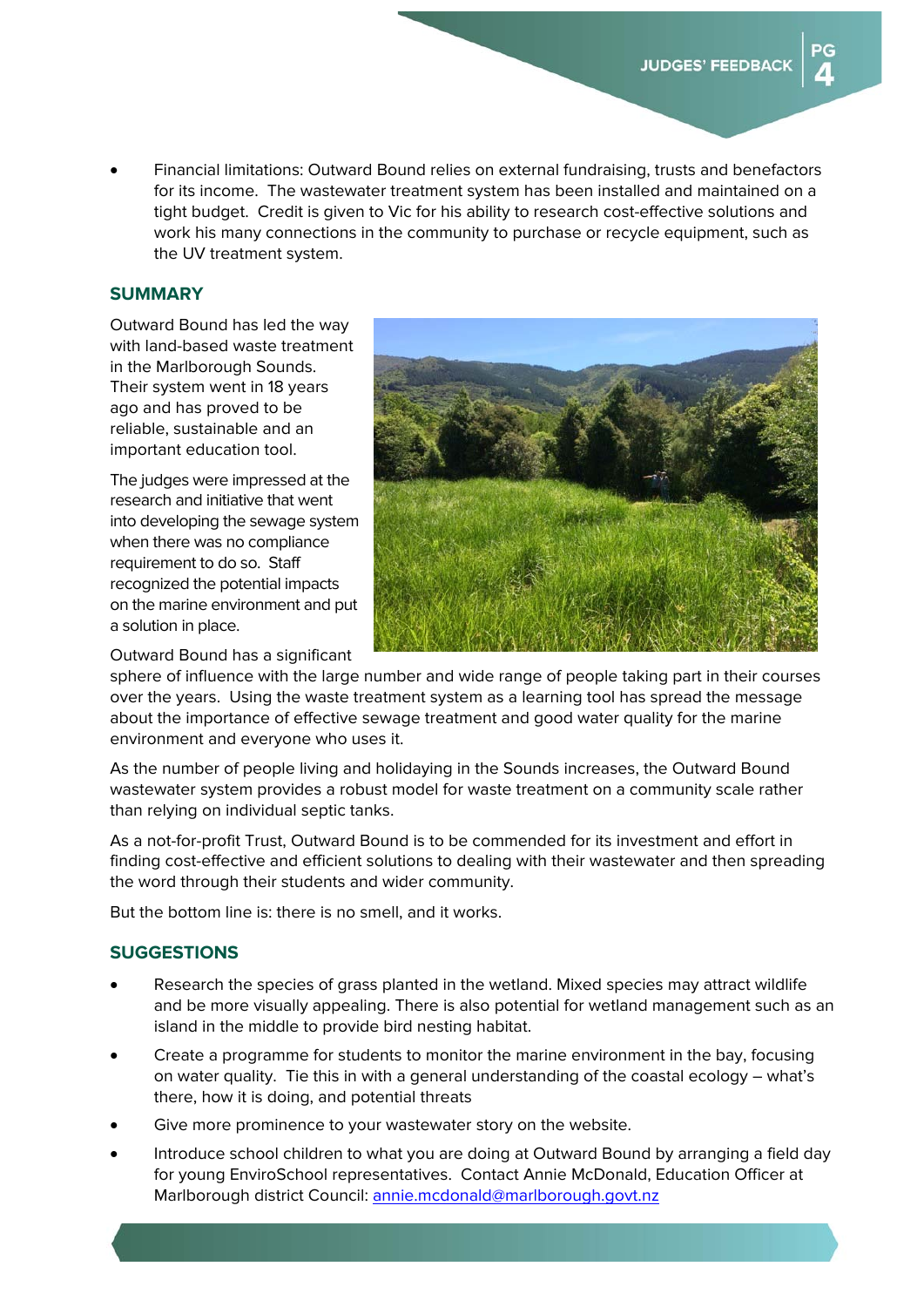- Financial limitations: Outward Bound relies on external fundraising, trusts and benefactors for its income. The wastewater treatment system has been installed and maintained on a tight budget. Credit is given to Vic for his ability to research cost-effective solutions and work his many connections in the community to purchase or recycle equipment, such as the UV treatment system.

## SUMMARY

Outward Bound has led the way with land-based waste treatment in the Marlborough Sounds. Their system went in 18 years ago and has proved to be reliable, sustainable and an important education tool.

The judges were impressed at the research and initiative that went into developing the sewage system when there was no compliance requirement to do so. Staff recognized the potential impacts on the marine environment and put a solution in place.

Outward Bound has a significant sphere of influence with the large number and wide range of people taking part in their courses over the years. Using the waste treatment system as a learning tool has spread the message about the importance of effective sewage treatment and good water quality for the marine environment and everyone who uses it.

As the number of people living and holidaying in the Sounds increases, the Outward Bound wastewater system provides a robust model for waste treatment on a community scale rather than relying on individual septic tanks.

As a not-for-profit Trust, Outward Bound is to be commended for its investment and effort in finding cost-effective and efficient solutions to dealing with their wastewater and then spreading the word through their students and wider community.

But the bottom line is: there is no smell, and it works.

## SUGGESTIONS

- Research the species of grass planted in the wetland. Mixed species may attract wildlife and be more visually appealing. There is also potential for wetland management such as an island in the middle to provide bird nesting habitat.
- Create a programme for students to monitor the marine environment in the bay, focusing on water quality. Tie this in with a general understanding of the coastal ecology – what's there, how it is doing, and potential threats
- Give more prominence to your wastewater story on the website.
- Introduce school children to what you are doing at Outward Bound by arranging a field day for young EnviroSchool representatives. Contact Annie McDonald, Education Officer at Marlborough district Council: annie.mcdonald@marlborough.govt.nz